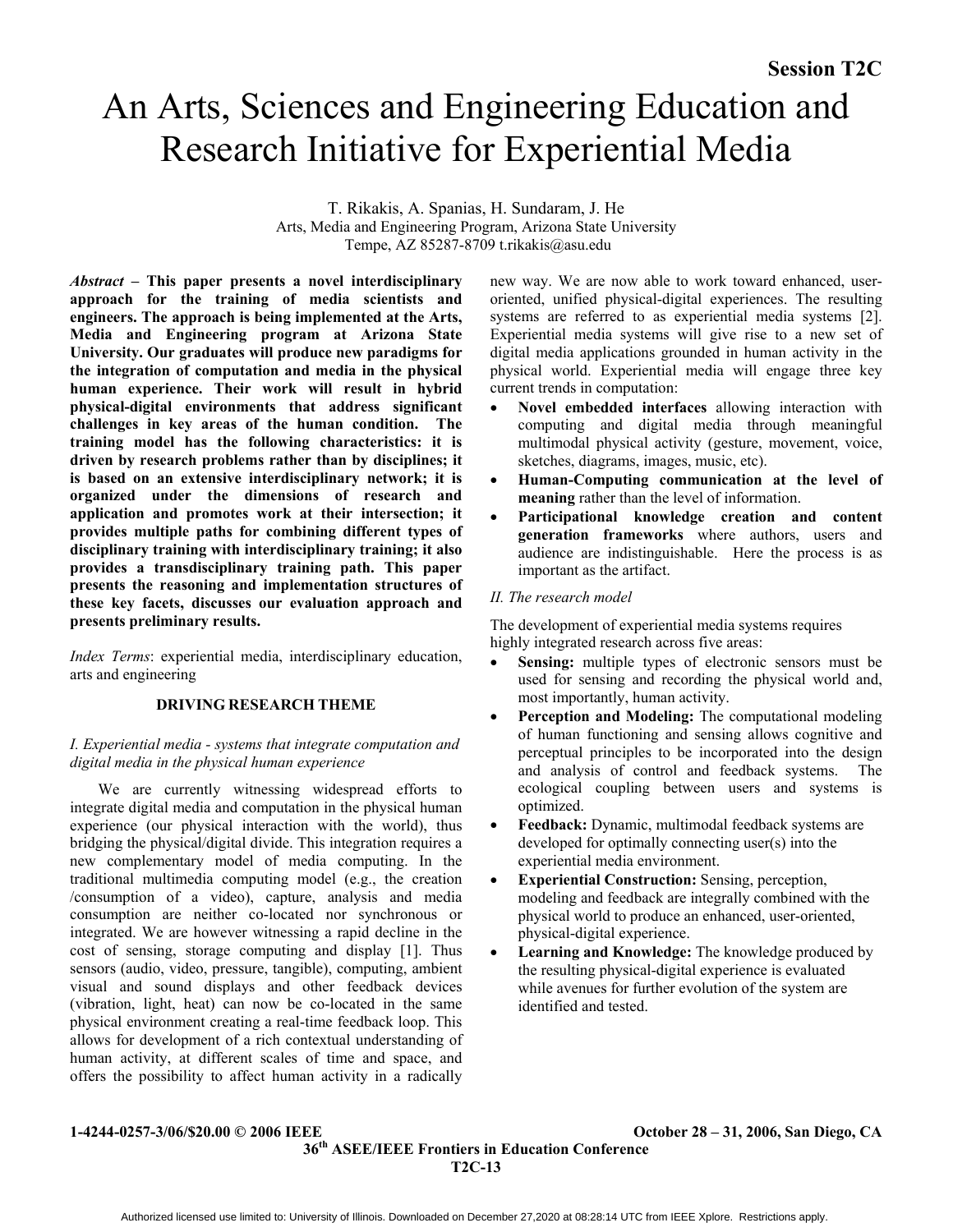# An Arts, Sciences and Engineering Education and Research Initiative for Experiential Media

T. Rikakis, A. Spanias, H. Sundaram, J. He
Arts, Media and Engineering Program, Arizona State University
Tempe, AZ 85287-8709 t.rikakis@asu.edu

***Abstract* – This paper presents a novel interdisciplinary approach for the training of media scientists and engineers. The approach is being implemented at the Arts, Media and Engineering program at Arizona State University. Our graduates will produce new paradigms for the integration of computation and media in the physical human experience. Their work will result in hybrid physical-digital environments that address significant challenges in key areas of the human condition. The training model has the following characteristics: it is driven by research problems rather than by disciplines; it is based on an extensive interdisciplinary network; it is organized under the dimensions of research and application and promotes work at their intersection; it provides multiple paths for combining different types of disciplinary training with interdisciplinary training; it also provides a transdisciplinary training path. This paper presents the reasoning and implementation structures of these key facets, discusses our evaluation approach and presents preliminary results.**

*Index Terms*: experiential media, interdisciplinary education, arts and engineering

## DRIVING RESEARCH THEME

### *I. Experiential media - systems that integrate computation and digital media in the physical human experience*

We are currently witnessing widespread efforts to integrate digital media and computation in the physical human experience (our physical interaction with the world), thus bridging the physical/digital divide. This integration requires a new complementary model of media computing. In the traditional multimedia computing model (e.g., the creation /consumption of a video), capture, analysis and media consumption are neither co-located nor synchronous or integrated. We are however witnessing a rapid decline in the cost of sensing, storage computing and display [1]. Thus sensors (audio, video, pressure, tangible), computing, ambient visual and sound displays and other feedback devices (vibration, light, heat) can now be co-located in the same physical environment creating a real-time feedback loop. This allows for development of a rich contextual understanding of human activity, at different scales of time and space, and offers the possibility to affect human activity in a radically new way. We are now able to work toward enhanced, user-oriented, unified physical-digital experiences. The resulting systems are referred to as experiential media systems [2]. Experiential media systems will give rise to a new set of digital media applications grounded in human activity in the physical world. Experiential media will engage three key current trends in computation:

- **Novel embedded interfaces** allowing interaction with computing and digital media through meaningful multimodal physical activity (gesture, movement, voice, sketches, diagrams, images, music, etc).
- **Human-Computing communication at the level of meaning** rather than the level of information.
- **Participational knowledge creation and content generation frameworks** where authors, users and audience are indistinguishable. Here the process is as important as the artifact.

### *II. The research model*

The development of experiential media systems requires highly integrated research across five areas:

- **Sensing:** multiple types of electronic sensors must be used for sensing and recording the physical world and, most importantly, human activity.
- **Perception and Modeling:** The computational modeling of human functioning and sensing allows cognitive and perceptual principles to be incorporated into the design and analysis of control and feedback systems. The ecological coupling between users and systems is optimized.
- **Feedback:** Dynamic, multimodal feedback systems are developed for optimally connecting user(s) into the experiential media environment.
- **Experiential Construction:** Sensing, perception, modeling and feedback are integrally combined with the physical world to produce an enhanced, user-oriented, physical-digital experience.
- **Learning and Knowledge:** The knowledge produced by the resulting physical-digital experience is evaluated while avenues for further evolution of the system are identified and tested.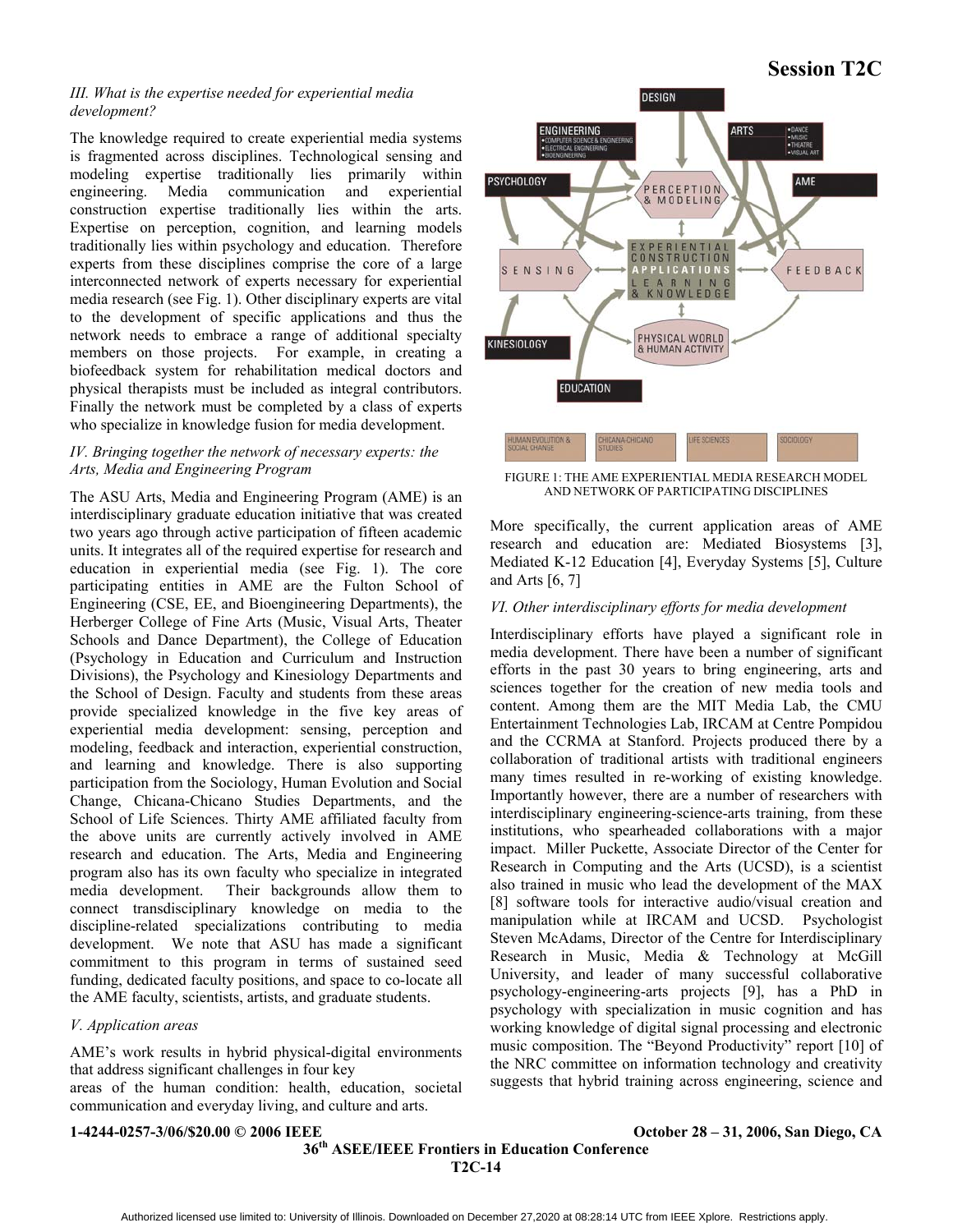### III. What is the expertise needed for experiential media development?

The knowledge required to create experiential media systems is fragmented across disciplines. Technological sensing and modeling expertise traditionally lies primarily within engineering. Media communication and experiential construction expertise traditionally lies within the arts. Expertise on perception, cognition, and learning models traditionally lies within psychology and education. Therefore experts from these disciplines comprise the core of a large interconnected network of experts necessary for experiential media research (see Fig. 1). Other disciplinary experts are vital to the development of specific applications and thus the network needs to embrace a range of additional specialty members on those projects. For example, in creating a biofeedback system for rehabilitation medical doctors and physical therapists must be included as integral contributors. Finally the network must be completed by a class of experts who specialize in knowledge fusion for media development.

### IV. Bringing together the network of necessary experts: the Arts, Media and Engineering Program

The ASU Arts, Media and Engineering Program (AME) is an interdisciplinary graduate education initiative that was created two years ago through active participation of fifteen academic units. It integrates all of the required expertise for research and education in experiential media (see Fig. 1). The core participating entities in AME are the Fulton School of Engineering (CSE, EE, and Bioengineering Departments), the Herberger College of Fine Arts (Music, Visual Arts, Theater Schools and Dance Department), the College of Education (Psychology in Education and Curriculum and Instruction Divisions), the Psychology and Kinesiology Departments and the School of Design. Faculty and students from these areas provide specialized knowledge in the five key areas of experiential media development: sensing, perception and modeling, feedback and interaction, experiential construction, and learning and knowledge. There is also supporting participation from the Sociology, Human Evolution and Social Change, Chicana-Chicano Studies Departments, and the School of Life Sciences. Thirty AME affiliated faculty from the above units are currently actively involved in AME research and education. The Arts, Media and Engineering program also has its own faculty who specialize in integrated media development. Their backgrounds allow them to connect transdisciplinary knowledge on media to the discipline-related specializations contributing to media development. We note that ASU has made a significant commitment to this program in terms of sustained seed funding, dedicated faculty positions, and space to co-locate all the AME faculty, scientists, artists, and graduate students.

### V. Application areas

AME's work results in hybrid physical-digital environments that address significant challenges in four key areas of the human condition: health, education, societal communication and everyday living, and culture and arts.

FIGURE 1: THE AME EXPERIENTIAL MEDIA RESEARCH MODEL AND NETWORK OF PARTICIPATING DISCIPLINES

More specifically, the current application areas of AME research and education are: Mediated Biosystems [3], Mediated K-12 Education [4], Everyday Systems [5], Culture and Arts [6, 7]

### VI. Other interdisciplinary efforts for media development

Interdisciplinary efforts have played a significant role in media development. There have been a number of significant efforts in the past 30 years to bring engineering, arts and sciences together for the creation of new media tools and content. Among them are the MIT Media Lab, the CMU Entertainment Technologies Lab, IRCAM at Centre Pompidou and the CCRMA at Stanford. Projects produced there by a collaboration of traditional artists with traditional engineers many times resulted in re-working of existing knowledge. Importantly however, there are a number of researchers with interdisciplinary engineering-science-arts training, from these institutions, who spearheaded collaborations with a major impact. Miller Puckette, Associate Director of the Center for Research in Computing and the Arts (UCSD), is a scientist also trained in music who lead the development of the MAX [8] software tools for interactive audio/visual creation and manipulation while at IRCAM and UCSD. Psychologist Steven McAdams, Director of the Centre for Interdisciplinary Research in Music, Media & Technology at McGill University, and leader of many successful collaborative psychology-engineering-arts projects [9], has a PhD in psychology with specialization in music cognition and has working knowledge of digital signal processing and electronic music composition. The "Beyond Productivity" report [10] of the NRC committee on information technology and creativity suggests that hybrid training across engineering, science and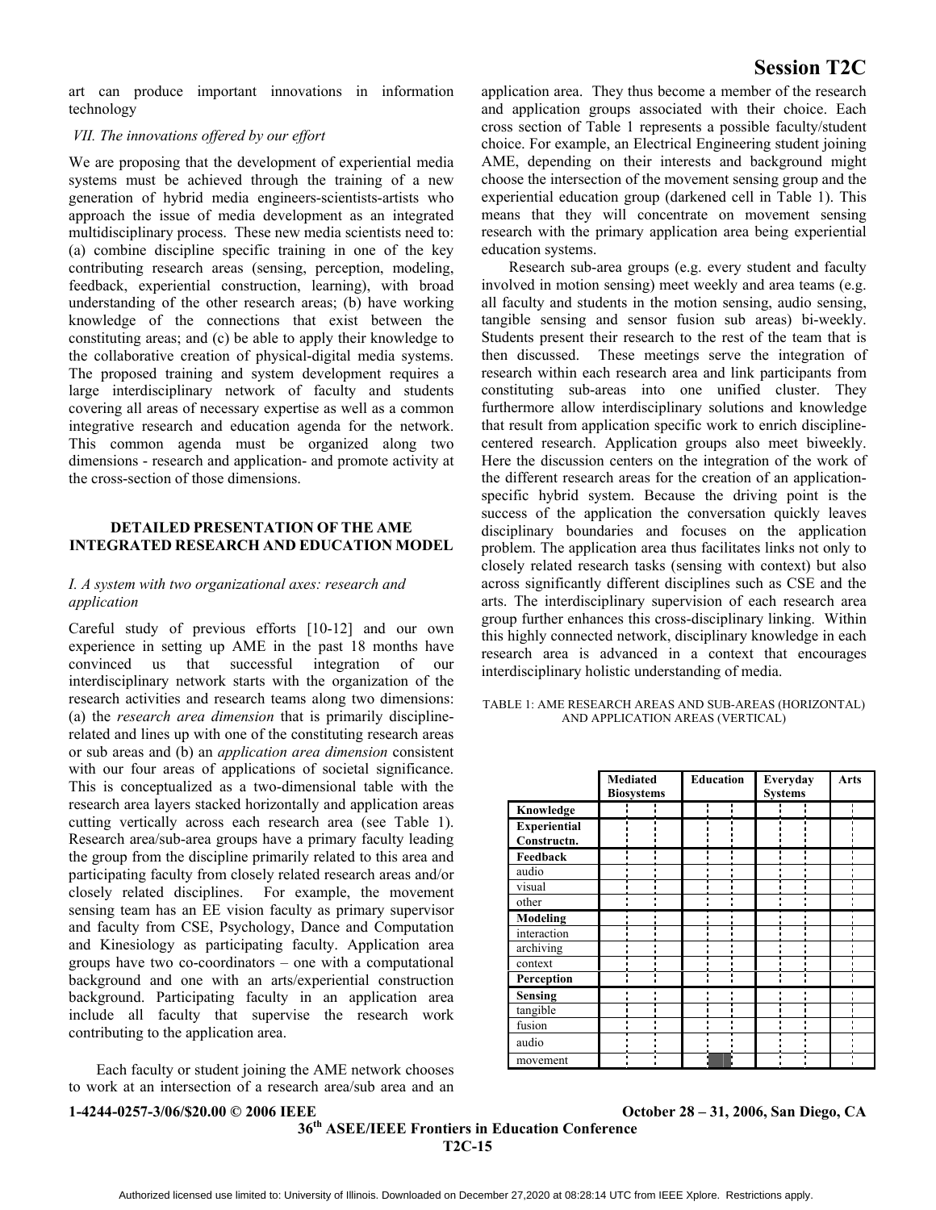art can produce important innovations in information technology

*VII. The innovations offered by our effort*

We are proposing that the development of experiential media systems must be achieved through the training of a new generation of hybrid media engineers-scientists-artists who approach the issue of media development as an integrated multidisciplinary process. These new media scientists need to: (a) combine discipline specific training in one of the key contributing research areas (sensing, perception, modeling, feedback, experiential construction, learning), with broad understanding of the other research areas; (b) have working knowledge of the connections that exist between the constituting areas; and (c) be able to apply their knowledge to the collaborative creation of physical-digital media systems. The proposed training and system development requires a large interdisciplinary network of faculty and students covering all areas of necessary expertise as well as a common integrative research and education agenda for the network. This common agenda must be organized along two dimensions - research and application- and promote activity at the cross-section of those dimensions.

## DETAILED PRESENTATION OF THE AME INTEGRATED RESEARCH AND EDUCATION MODEL

*I. A system with two organizational axes: research and application*

Careful study of previous efforts [10-12] and our own experience in setting up AME in the past 18 months have convinced us that successful integration of our interdisciplinary network starts with the organization of the research activities and research teams along two dimensions: (a) the *research area dimension* that is primarily discipline-related and lines up with one of the constituting research areas or sub areas and (b) an *application area dimension* consistent with our four areas of applications of societal significance. This is conceptualized as a two-dimensional table with the research area layers stacked horizontally and application areas cutting vertically across each research area (see Table 1). Research area/sub-area groups have a primary faculty leading the group from the discipline primarily related to this area and participating faculty from closely related research areas and/or closely related disciplines. For example, the movement sensing team has an EE vision faculty as primary supervisor and faculty from CSE, Psychology, Dance and Computation and Kinesiology as participating faculty. Application area groups have two co-coordinators – one with a computational background and one with an arts/experiential construction background. Participating faculty in an application area include all faculty that supervise the research work contributing to the application area.

Each faculty or student joining the AME network chooses to work at an intersection of a research area/sub area and an application area. They thus become a member of the research and application groups associated with their choice. Each cross section of Table 1 represents a possible faculty/student choice. For example, an Electrical Engineering student joining AME, depending on their interests and background might choose the intersection of the movement sensing group and the experiential education group (darkened cell in Table 1). This means that they will concentrate on movement sensing research with the primary application area being experiential education systems.

Research sub-area groups (e.g. every student and faculty involved in motion sensing) meet weekly and area teams (e.g. all faculty and students in the motion sensing, audio sensing, tangible sensing and sensor fusion sub areas) bi-weekly. Students present their research to the rest of the team that is then discussed. These meetings serve the integration of research within each research area and link participants from constituting sub-areas into one unified cluster. They furthermore allow interdisciplinary solutions and knowledge that result from application specific work to enrich discipline-centered research. Application groups also meet biweekly. Here the discussion centers on the integration of the work of the different research areas for the creation of an application-specific hybrid system. Because the driving point is the success of the application the conversation quickly leaves disciplinary boundaries and focuses on the application problem. The application area thus facilitates links not only to closely related research tasks (sensing with context) but also across significantly different disciplines such as CSE and the arts. The interdisciplinary supervision of each research area group further enhances this cross-disciplinary linking. Within this highly connected network, disciplinary knowledge in each research area is advanced in a context that encourages interdisciplinary holistic understanding of media.

TABLE 1: AME RESEARCH AREAS AND SUB-AREAS (HORIZONTAL) AND APPLICATION AREAS (VERTICAL)

| | Mediated Biosystems | Education | Everyday Systems | Arts |
|---|---|---|---|---|
| **Knowledge** | | | | |
| **Experiential Constructn.** | | | | |
| **Feedback** | | | | |
| audio | | | | |
| visual | | | | |
| other | | | | |
| **Modeling** | | | | |
| interaction | | | | |
| archiving | | | | |
| context | | | | |
| **Perception** | | | | |
| **Sensing** | | | | |
| tangible | | | | |
| fusion | | | | |
| audio | | | | |
| movement | | ■ | | |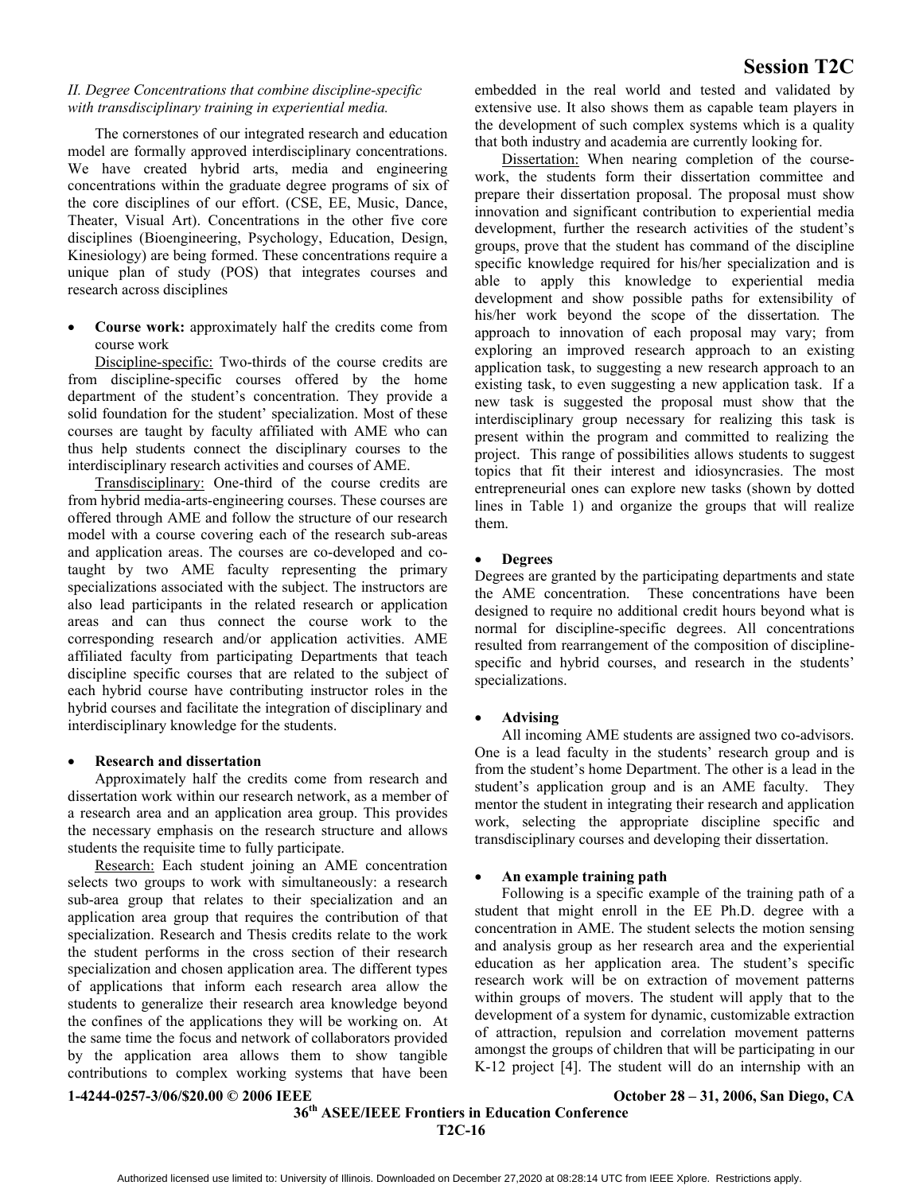*II. Degree Concentrations that combine discipline-specific with transdisciplinary training in experiential media.*

The cornerstones of our integrated research and education model are formally approved interdisciplinary concentrations. We have created hybrid arts, media and engineering concentrations within the graduate degree programs of six of the core disciplines of our effort. (CSE, EE, Music, Dance, Theater, Visual Art). Concentrations in the other five core disciplines (Bioengineering, Psychology, Education, Design, Kinesiology) are being formed. These concentrations require a unique plan of study (POS) that integrates courses and research across disciplines

- **Course work:** approximately half the credits come from course work

Discipline-specific: Two-thirds of the course credits are from discipline-specific courses offered by the home department of the student's concentration. They provide a solid foundation for the student' specialization. Most of these courses are taught by faculty affiliated with AME who can thus help students connect the disciplinary courses to the interdisciplinary research activities and courses of AME.

Transdisciplinary: One-third of the course credits are from hybrid media-arts-engineering courses. These courses are offered through AME and follow the structure of our research model with a course covering each of the research sub-areas and application areas. The courses are co-developed and co-taught by two AME faculty representing the primary specializations associated with the subject. The instructors are also lead participants in the related research or application areas and can thus connect the course work to the corresponding research and/or application activities. AME affiliated faculty from participating Departments that teach discipline specific courses that are related to the subject of each hybrid course have contributing instructor roles in the hybrid courses and facilitate the integration of disciplinary and interdisciplinary knowledge for the students.

- **Research and dissertation**

Approximately half the credits come from research and dissertation work within our research network, as a member of a research area and an application area group. This provides the necessary emphasis on the research structure and allows students the requisite time to fully participate.

Research: Each student joining an AME concentration selects two groups to work with simultaneously: a research sub-area group that relates to their specialization and an application area group that requires the contribution of that specialization. Research and Thesis credits relate to the work the student performs in the cross section of their research specialization and chosen application area. The different types of applications that inform each research area allow the students to generalize their research area knowledge beyond the confines of the applications they will be working on. At the same time the focus and network of collaborators provided by the application area allows them to show tangible contributions to complex working systems that have been embedded in the real world and tested and validated by extensive use. It also shows them as capable team players in the development of such complex systems which is a quality that both industry and academia are currently looking for.

Dissertation: When nearing completion of the course-work, the students form their dissertation committee and prepare their dissertation proposal. The proposal must show innovation and significant contribution to experiential media development, further the research activities of the student's groups, prove that the student has command of the discipline specific knowledge required for his/her specialization and is able to apply this knowledge to experiential media development and show possible paths for extensibility of his/her work beyond the scope of the dissertation. The approach to innovation of each proposal may vary; from exploring an improved research approach to an existing application task, to suggesting a new research approach to an existing task, to even suggesting a new application task. If a new task is suggested the proposal must show that the interdisciplinary group necessary for realizing this task is present within the program and committed to realizing the project. This range of possibilities allows students to suggest topics that fit their interest and idiosyncrasies. The most entrepreneurial ones can explore new tasks (shown by dotted lines in Table 1) and organize the groups that will realize them.

- **Degrees**

Degrees are granted by the participating departments and state the AME concentration. These concentrations have been designed to require no additional credit hours beyond what is normal for discipline-specific degrees. All concentrations resulted from rearrangement of the composition of discipline-specific and hybrid courses, and research in the students' specializations.

- **Advising**

All incoming AME students are assigned two co-advisors. One is a lead faculty in the students' research group and is from the student's home Department. The other is a lead in the student's application group and is an AME faculty. They mentor the student in integrating their research and application work, selecting the appropriate discipline specific and transdisciplinary courses and developing their dissertation.

- **An example training path**

Following is a specific example of the training path of a student that might enroll in the EE Ph.D. degree with a concentration in AME. The student selects the motion sensing and analysis group as her research area and the experiential education as her application area. The student's specific research work will be on extraction of movement patterns within groups of movers. The student will apply that to the development of a system for dynamic, customizable extraction of attraction, repulsion and correlation movement patterns amongst the groups of children that will be participating in our K-12 project [4]. The student will do an internship with an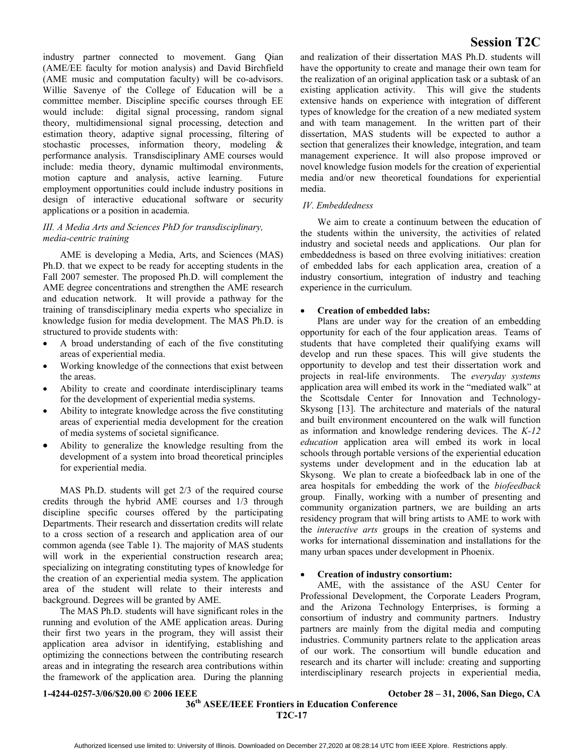industry partner connected to movement. Gang Qian (AME/EE faculty for motion analysis) and David Birchfield (AME music and computation faculty) will be co-advisors. Willie Savenye of the College of Education will be a committee member. Discipline specific courses through EE would include: digital signal processing, random signal theory, multidimensional signal processing, detection and estimation theory, adaptive signal processing, filtering of stochastic processes, information theory, modeling & performance analysis. Transdisciplinary AME courses would include: media theory, dynamic multimodal environments, motion capture and analysis, active learning. Future employment opportunities could include industry positions in design of interactive educational software or security applications or a position in academia.

*III. A Media Arts and Sciences PhD for transdisciplinary, media-centric training*

AME is developing a Media, Arts, and Sciences (MAS) Ph.D. that we expect to be ready for accepting students in the Fall 2007 semester. The proposed Ph.D. will complement the AME degree concentrations and strengthen the AME research and education network. It will provide a pathway for the training of transdisciplinary media experts who specialize in knowledge fusion for media development. The MAS Ph.D. is structured to provide students with:

- A broad understanding of each of the five constituting areas of experiential media.
- Working knowledge of the connections that exist between the areas.
- Ability to create and coordinate interdisciplinary teams for the development of experiential media systems.
- Ability to integrate knowledge across the five constituting areas of experiential media development for the creation of media systems of societal significance.
- Ability to generalize the knowledge resulting from the development of a system into broad theoretical principles for experiential media.

MAS Ph.D. students will get 2/3 of the required course credits through the hybrid AME courses and 1/3 through discipline specific courses offered by the participating Departments. Their research and dissertation credits will relate to a cross section of a research and application area of our common agenda (see Table 1). The majority of MAS students will work in the experiential construction research area; specializing on integrating constituting types of knowledge for the creation of an experiential media system. The application area of the student will relate to their interests and background. Degrees will be granted by AME.

The MAS Ph.D. students will have significant roles in the running and evolution of the AME application areas. During their first two years in the program, they will assist their application area advisor in identifying, establishing and optimizing the connections between the contributing research areas and in integrating the research area contributions within the framework of the application area. During the planning and realization of their dissertation MAS Ph.D. students will have the opportunity to create and manage their own team for the realization of an original application task or a subtask of an existing application activity. This will give the students extensive hands on experience with integration of different types of knowledge for the creation of a new mediated system and with team management. In the written part of their dissertation, MAS students will be expected to author a section that generalizes their knowledge, integration, and team management experience. It will also propose improved or novel knowledge fusion models for the creation of experiential media and/or new theoretical foundations for experiential media.

*IV. Embeddedness*

We aim to create a continuum between the education of the students within the university, the activities of related industry and societal needs and applications. Our plan for embeddedness is based on three evolving initiatives: creation of embedded labs for each application area, creation of a industry consortium, integration of industry and teaching experience in the curriculum.

- **Creation of embedded labs:**

Plans are under way for the creation of an embedding opportunity for each of the four application areas. Teams of students that have completed their qualifying exams will develop and run these spaces. This will give students the opportunity to develop and test their dissertation work and projects in real-life environments. The *everyday systems* application area will embed its work in the "mediated walk" at the Scottsdale Center for Innovation and Technology-Skysong [13]. The architecture and materials of the natural and built environment encountered on the walk will function as information and knowledge rendering devices. The *K-12 education* application area will embed its work in local schools through portable versions of the experiential education systems under development and in the education lab at Skysong. We plan to create a biofeedback lab in one of the area hospitals for embedding the work of the *biofeedback* group. Finally, working with a number of presenting and community organization partners, we are building an arts residency program that will bring artists to AME to work with the *interactive arts* groups in the creation of systems and works for international dissemination and installations for the many urban spaces under development in Phoenix.

- **Creation of industry consortium:**

AME, with the assistance of the ASU Center for Professional Development, the Corporate Leaders Program, and the Arizona Technology Enterprises, is forming a consortium of industry and community partners. Industry partners are mainly from the digital media and computing industries. Community partners relate to the application areas of our work. The consortium will bundle education and research and its charter will include: creating and supporting interdisciplinary research projects in experiential media,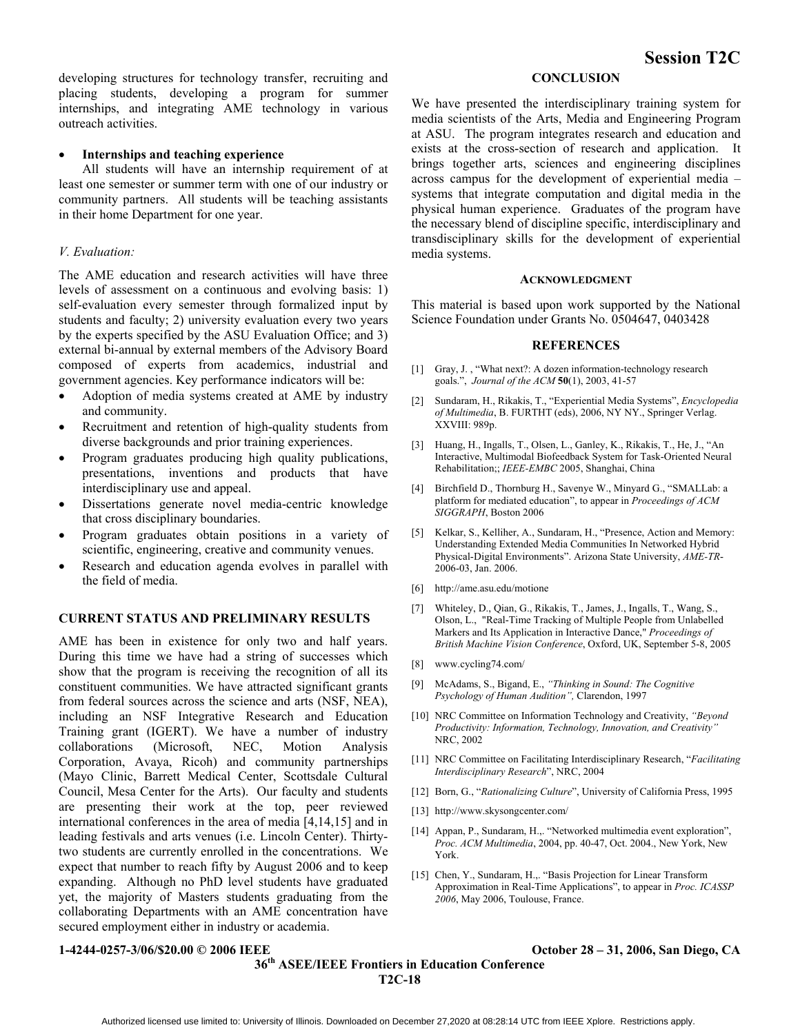developing structures for technology transfer, recruiting and placing students, developing a program for summer internships, and integrating AME technology in various outreach activities.

- **Internships and teaching experience**

All students will have an internship requirement of at least one semester or summer term with one of our industry or community partners. All students will be teaching assistants in their home Department for one year.

### *V. Evaluation:*

The AME education and research activities will have three levels of assessment on a continuous and evolving basis: 1) self-evaluation every semester through formalized input by students and faculty; 2) university evaluation every two years by the experts specified by the ASU Evaluation Office; and 3) external bi-annual by external members of the Advisory Board composed of experts from academics, industrial and government agencies. Key performance indicators will be:

- Adoption of media systems created at AME by industry and community.
- Recruitment and retention of high-quality students from diverse backgrounds and prior training experiences.
- Program graduates producing high quality publications, presentations, inventions and products that have interdisciplinary use and appeal.
- Dissertations generate novel media-centric knowledge that cross disciplinary boundaries.
- Program graduates obtain positions in a variety of scientific, engineering, creative and community venues.
- Research and education agenda evolves in parallel with the field of media.

## CURRENT STATUS AND PRELIMINARY RESULTS

AME has been in existence for only two and half years. During this time we have had a string of successes which show that the program is receiving the recognition of all its constituent communities. We have attracted significant grants from federal sources across the science and arts (NSF, NEA), including an NSF Integrative Research and Education Training grant (IGERT). We have a number of industry collaborations (Microsoft, NEC, Motion Analysis Corporation, Avaya, Ricoh) and community partnerships (Mayo Clinic, Barrett Medical Center, Scottsdale Cultural Council, Mesa Center for the Arts). Our faculty and students are presenting their work at the top, peer reviewed international conferences in the area of media [4,14,15] and in leading festivals and arts venues (i.e. Lincoln Center). Thirty-two students are currently enrolled in the concentrations. We expect that number to reach fifty by August 2006 and to keep expanding. Although no PhD level students have graduated yet, the majority of Masters students graduating from the collaborating Departments with an AME concentration have secured employment either in industry or academia.

## CONCLUSION

We have presented the interdisciplinary training system for media scientists of the Arts, Media and Engineering Program at ASU. The program integrates research and education and exists at the cross-section of research and application. It brings together arts, sciences and engineering disciplines across campus for the development of experiential media – systems that integrate computation and digital media in the physical human experience. Graduates of the program have the necessary blend of discipline specific, interdisciplinary and transdisciplinary skills for the development of experiential media systems.

## ACKNOWLEDGMENT

This material is based upon work supported by the National Science Foundation under Grants No. 0504647, 0403428

## REFERENCES

[1] Gray, J. , "What next?: A dozen information-technology research goals.", *Journal of the ACM* **50**(1), 2003, 41-57

[2] Sundaram, H., Rikakis, T., "Experiential Media Systems", *Encyclopedia of Multimedia*, B. FURTHT (eds), 2006, NY NY., Springer Verlag. XXVIII: 989p.

[3] Huang, H., Ingalls, T., Olsen, L., Ganley, K., Rikakis, T., He, J., "An Interactive, Multimodal Biofeedback System for Task-Oriented Neural Rehabilitation;; *IEEE-EMBC* 2005, Shanghai, China

[4] Birchfield D., Thornburg H., Savenye W., Minyard G., "SMALLab: a platform for mediated education", to appear in *Proceedings of ACM SIGGRAPH*, Boston 2006

[5] Kelkar, S., Kelliher, A., Sundaram, H., "Presence, Action and Memory: Understanding Extended Media Communities In Networked Hybrid Physical-Digital Environments". Arizona State University, *AME-TR-*2006-03, Jan. 2006.

[6] http://ame.asu.edu/motione

[7] Whiteley, D., Qian, G., Rikakis, T., James, J., Ingalls, T., Wang, S., Olson, L., "Real-Time Tracking of Multiple People from Unlabelled Markers and Its Application in Interactive Dance," *Proceedings of British Machine Vision Conference*, Oxford, UK, September 5-8, 2005

[8] www.cycling74.com/

[9] McAdams, S., Bigand, E., *"Thinking in Sound: The Cognitive Psychology of Human Audition",* Clarendon, 1997

[10] NRC Committee on Information Technology and Creativity, *"Beyond Productivity: Information, Technology, Innovation, and Creativity"* NRC, 2002

[11] NRC Committee on Facilitating Interdisciplinary Research, "*Facilitating Interdisciplinary Research*", NRC, 2004

[12] Born, G., "*Rationalizing Culture*", University of California Press, 1995

[13] http://www.skysongcenter.com/

[14] Appan, P., Sundaram, H.,. "Networked multimedia event exploration", *Proc. ACM Multimedia*, 2004, pp. 40-47, Oct. 2004., New York, New York.

[15] Chen, Y., Sundaram, H.,. "Basis Projection for Linear Transform Approximation in Real-Time Applications", to appear in *Proc. ICASSP 2006*, May 2006, Toulouse, France.